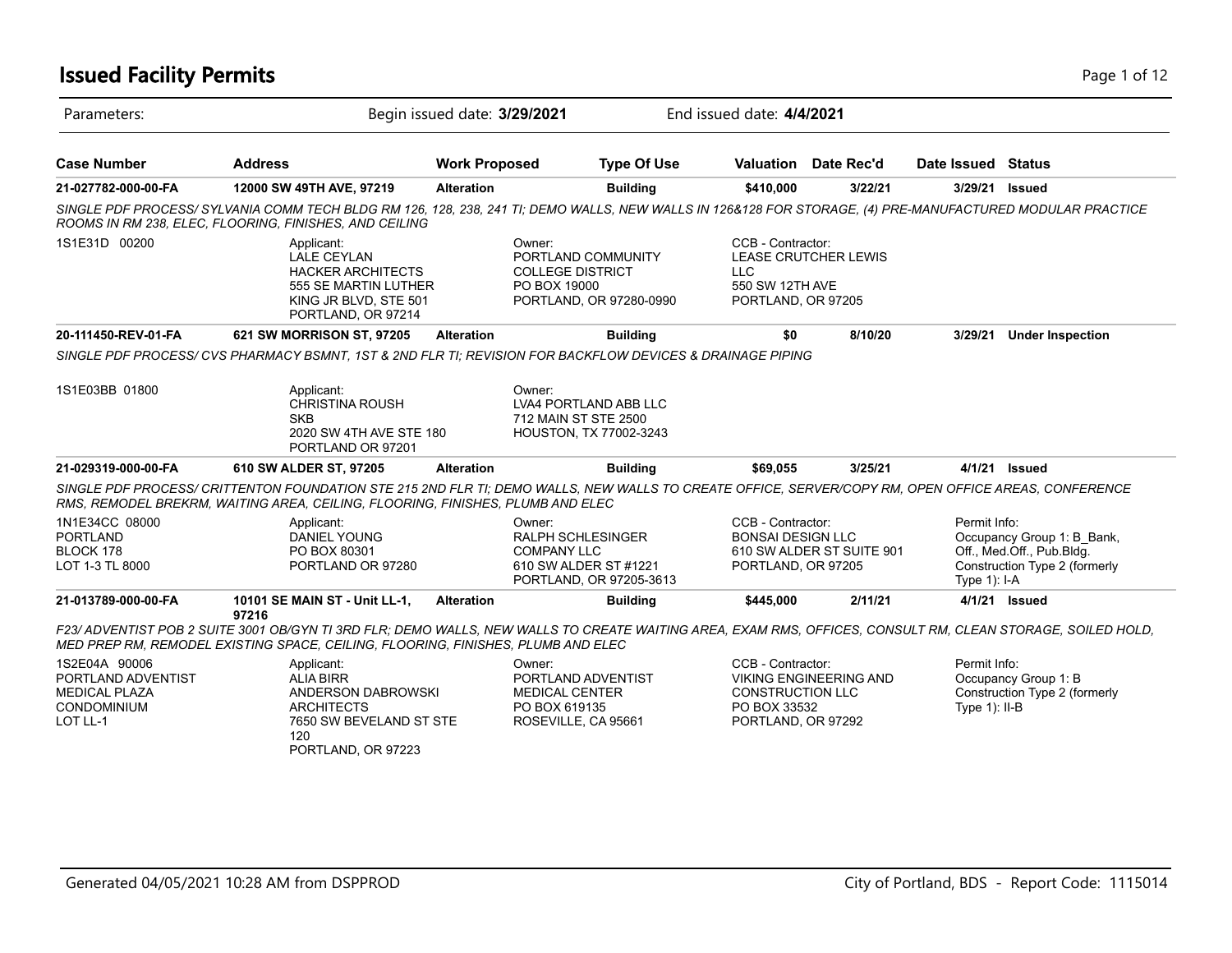# Issued Facility Permits

Parameters: Begin issued date: **3/29/2021** End issued date: **4/4/2021**

| Case Number | Address | Work Proposed | Type Of Use | Valuation | Date Rec'd | Date Issued | Status |
|---|---|---|---|---|---|---|---|
| **21-027782-000-00-FA** | **12000 SW 49TH AVE, 97219** | **Alteration** | **Building** | **$410,000** | **3/22/21** | **3/29/21** | **Issued** |

*SINGLE PDF PROCESS/ SYLVANIA COMM TECH BLDG RM 126, 128, 238, 241 TI; DEMO WALLS, NEW WALLS IN 126&128 FOR STORAGE, (4) PRE-MANUFACTURED MODULAR PRACTICE ROOMS IN RM 238, ELEC, FLOORING, FINISHES, AND CEILING*

1S1E31D 00200

Applicant:
LALE CEYLAN
HACKER ARCHITECTS
555 SE MARTIN LUTHER KING JR BLVD, STE 501
PORTLAND, OR 97214

Owner:
PORTLAND COMMUNITY COLLEGE DISTRICT
PO BOX 19000
PORTLAND, OR 97280-0990

CCB - Contractor:
LEASE CRUTCHER LEWIS LLC
550 SW 12TH AVE
PORTLAND, OR 97205

| Case Number | Address | Work Proposed | Type Of Use | Valuation | Date Rec'd | Date Issued | Status |
|---|---|---|---|---|---|---|---|
| **20-111450-REV-01-FA** | **621 SW MORRISON ST, 97205** | **Alteration** | **Building** | **$0** | **8/10/20** | **3/29/21** | **Under Inspection** |

*SINGLE PDF PROCESS/ CVS PHARMACY BSMNT, 1ST & 2ND FLR TI; REVISION FOR BACKFLOW DEVICES & DRAINAGE PIPING*

1S1E03BB 01800

Applicant:
CHRISTINA ROUSH
SKB
2020 SW 4TH AVE STE 180
PORTLAND OR 97201

Owner:
LVA4 PORTLAND ABB LLC
712 MAIN ST STE 2500
HOUSTON, TX 77002-3243

| Case Number | Address | Work Proposed | Type Of Use | Valuation | Date Rec'd | Date Issued | Status |
|---|---|---|---|---|---|---|---|
| **21-029319-000-00-FA** | **610 SW ALDER ST, 97205** | **Alteration** | **Building** | **$69,055** | **3/25/21** | **4/1/21** | **Issued** |

*SINGLE PDF PROCESS/ CRITTENTON FOUNDATION STE 215 2ND FLR TI; DEMO WALLS, NEW WALLS TO CREATE OFFICE, SERVER/COPY RM, OPEN OFFICE AREAS, CONFERENCE RMS, REMODEL BREKRM, WAITING AREA, CEILING, FLOORING, FINISHES, PLUMB AND ELEC*

1N1E34CC 08000
PORTLAND
BLOCK 178
LOT 1-3 TL 8000

Applicant:
DANIEL YOUNG
PO BOX 80301
PORTLAND OR 97280

Owner:
RALPH SCHLESINGER COMPANY LLC
610 SW ALDER ST #1221
PORTLAND, OR 97205-3613

CCB - Contractor:
BONSAI DESIGN LLC
610 SW ALDER ST SUITE 901
PORTLAND, OR 97205

Permit Info:
Occupancy Group 1: B_Bank, Off., Med.Off., Pub.Bldg.
Construction Type 2 (formerly Type 1): I-A

| Case Number | Address | Work Proposed | Type Of Use | Valuation | Date Rec'd | Date Issued | Status |
|---|---|---|---|---|---|---|---|
| **21-013789-000-00-FA** | **10101 SE MAIN ST - Unit LL-1, 97216** | **Alteration** | **Building** | **$445,000** | **2/11/21** | **4/1/21** | **Issued** |

*F23/ ADVENTIST POB 2 SUITE 3001 OB/GYN TI 3RD FLR; DEMO WALLS, NEW WALLS TO CREATE WAITING AREA, EXAM RMS, OFFICES, CONSULT RM, CLEAN STORAGE, SOILED HOLD, MED PREP RM, REMODEL EXISTING SPACE, CEILING, FLOORING, FINISHES, PLUMB AND ELEC*

1S2E04A 90006
PORTLAND ADVENTIST MEDICAL PLAZA CONDOMINIUM
LOT LL-1

Applicant:
ALIA BIRR
ANDERSON DABROWSKI ARCHITECTS
7650 SW BEVELAND ST STE 120
PORTLAND, OR 97223

Owner:
PORTLAND ADVENTIST MEDICAL CENTER
PO BOX 619135
ROSEVILLE, CA 95661

CCB - Contractor:
VIKING ENGINEERING AND CONSTRUCTION LLC
PO BOX 33532
PORTLAND, OR 97292

Permit Info:
Occupancy Group 1: B
Construction Type 2 (formerly Type 1): II-B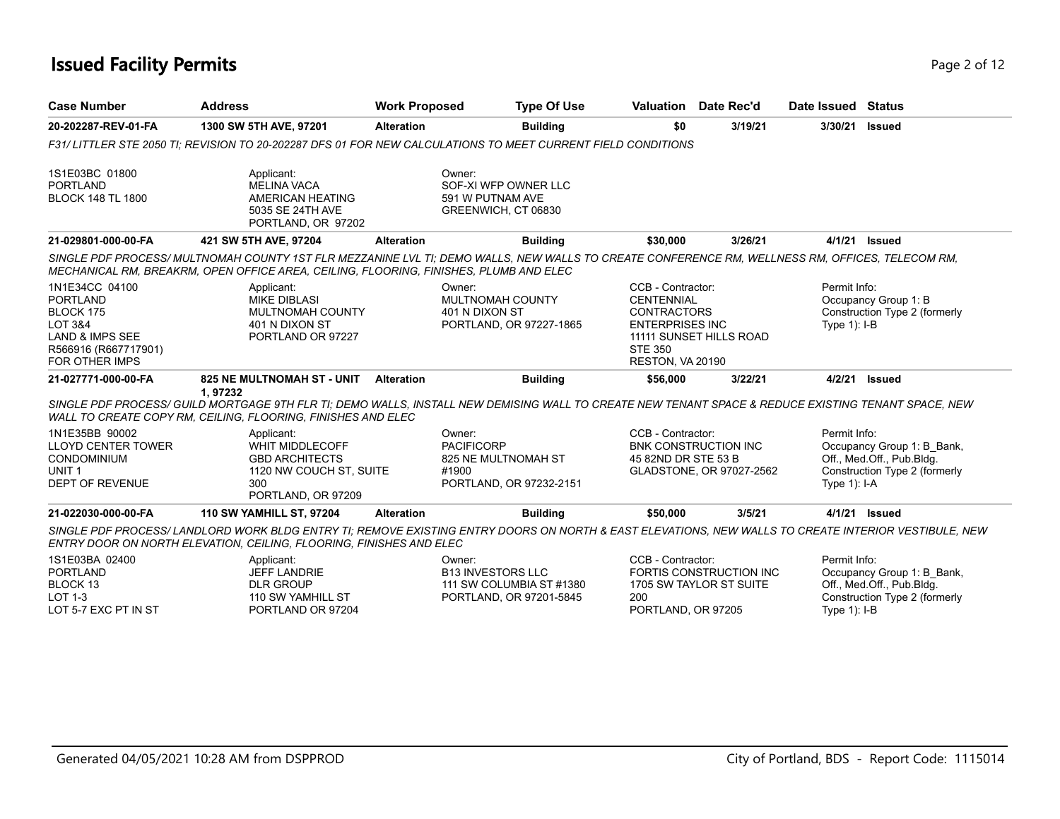# Issued Facility Permits

| Case Number | Address | Work Proposed | Type Of Use | Valuation | Date Rec'd | Date Issued | Status |
|---|---|---|---|---|---|---|---|
| 20-202287-REV-01-FA | 1300 SW 5TH AVE, 97201 | Alteration | Building | $0 | 3/19/21 | 3/30/21 | Issued |

*F31/ LITTLER STE 2050 TI; REVISION TO 20-202287 DFS 01 FOR NEW CALCULATIONS TO MEET CURRENT FIELD CONDITIONS*

1S1E03BC 01800
PORTLAND
BLOCK 148 TL 1800

Applicant:
MELINA VACA
AMERICAN HEATING
5035 SE 24TH AVE
PORTLAND, OR 97202

Owner:
SOF-XI WFP OWNER LLC
591 W PUTNAM AVE
GREENWICH, CT 06830

| Case Number | Address | Work Proposed | Type Of Use | Valuation | Date Rec'd | Date Issued | Status |
|---|---|---|---|---|---|---|---|
| 21-029801-000-00-FA | 421 SW 5TH AVE, 97204 | Alteration | Building | $30,000 | 3/26/21 | 4/1/21 | Issued |

*SINGLE PDF PROCESS/ MULTNOMAH COUNTY 1ST FLR MEZZANINE LVL TI; DEMO WALLS, NEW WALLS TO CREATE CONFERENCE RM, WELLNESS RM, OFFICES, TELECOM RM, MECHANICAL RM, BREAKRM, OPEN OFFICE AREA, CEILING, FLOORING, FINISHES, PLUMB AND ELEC*

1N1E34CC 04100
PORTLAND
BLOCK 175
LOT 3&4
LAND & IMPS SEE
R566916 (R667717901)
FOR OTHER IMPS

Applicant:
MIKE DIBLASI
MULTNOMAH COUNTY
401 N DIXON ST
PORTLAND OR 97227

Owner:
MULTNOMAH COUNTY
401 N DIXON ST
PORTLAND, OR 97227-1865

CCB - Contractor:
CENTENNIAL
CONTRACTORS
ENTERPRISES INC
11111 SUNSET HILLS ROAD
STE 350
RESTON, VA 20190

Permit Info:
Occupancy Group 1: B
Construction Type 2 (formerly Type 1): I-B

| Case Number | Address | Work Proposed | Type Of Use | Valuation | Date Rec'd | Date Issued | Status |
|---|---|---|---|---|---|---|---|
| 21-027771-000-00-FA | 825 NE MULTNOMAH ST - UNIT 1, 97232 | Alteration | Building | $56,000 | 3/22/21 | 4/2/21 | Issued |

*SINGLE PDF PROCESS/ GUILD MORTGAGE 9TH FLR TI; DEMO WALLS, INSTALL NEW DEMISING WALL TO CREATE NEW TENANT SPACE & REDUCE EXISTING TENANT SPACE, NEW WALL TO CREATE COPY RM, CEILING, FLOORING, FINISHES AND ELEC*

1N1E35BB 90002
LLOYD CENTER TOWER
CONDOMINIUM
UNIT 1
DEPT OF REVENUE

Applicant:
WHIT MIDDLECOFF
GBD ARCHITECTS
1120 NW COUCH ST, SUITE 300
PORTLAND, OR 97209

Owner:
PACIFICORP
825 NE MULTNOMAH ST
#1900
PORTLAND, OR 97232-2151

CCB - Contractor:
BNK CONSTRUCTION INC
45 82ND DR STE 53 B
GLADSTONE, OR 97027-2562

Permit Info:
Occupancy Group 1: B_Bank, Off., Med.Off., Pub.Bldg.
Construction Type 2 (formerly Type 1): I-A

| Case Number | Address | Work Proposed | Type Of Use | Valuation | Date Rec'd | Date Issued | Status |
|---|---|---|---|---|---|---|---|
| 21-022030-000-00-FA | 110 SW YAMHILL ST, 97204 | Alteration | Building | $50,000 | 3/5/21 | 4/1/21 | Issued |

*SINGLE PDF PROCESS/ LANDLORD WORK BLDG ENTRY TI; REMOVE EXISTING ENTRY DOORS ON NORTH & EAST ELEVATIONS, NEW WALLS TO CREATE INTERIOR VESTIBULE, NEW ENTRY DOOR ON NORTH ELEVATION, CEILING, FLOORING, FINISHES AND ELEC*

1S1E03BA 02400
PORTLAND
BLOCK 13
LOT 1-3
LOT 5-7 EXC PT IN ST

Applicant:
JEFF LANDRIE
DLR GROUP
110 SW YAMHILL ST
PORTLAND OR 97204

Owner:
B13 INVESTORS LLC
111 SW COLUMBIA ST #1380
PORTLAND, OR 97201-5845

CCB - Contractor:
FORTIS CONSTRUCTION INC
1705 SW TAYLOR ST SUITE 200
PORTLAND, OR 97205

Permit Info:
Occupancy Group 1: B_Bank, Off., Med.Off., Pub.Bldg.
Construction Type 2 (formerly Type 1): I-B

Generated 04/05/2021 10:28 AM from DSPPROD

City of Portland, BDS - Report Code: 1115014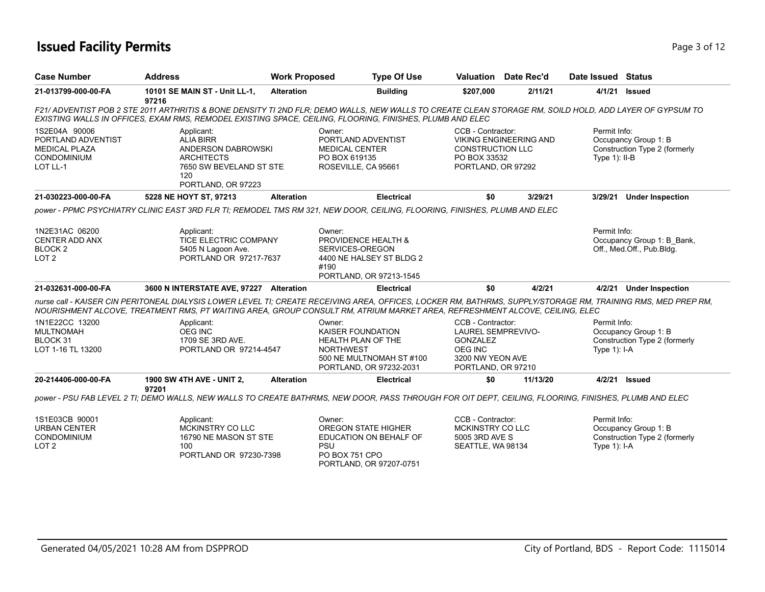# Issued Facility Permits

| Case Number | Address | Work Proposed | Type Of Use | Valuation | Date Rec'd | Date Issued | Status |
|---|---|---|---|---|---|---|---|
| 21-013799-000-00-FA | 10101 SE MAIN ST - Unit LL-1, 97216 | Alteration | Building | $207,000 | 2/11/21 | 4/1/21 | Issued |

*F21/ ADVENTIST POB 2 STE 2011 ARTHRITIS & BONE DENSITY TI 2ND FLR; DEMO WALLS, NEW WALLS TO CREATE CLEAN STORAGE RM, SOILD HOLD, ADD LAYER OF GYPSUM TO EXISTING WALLS IN OFFICES, EXAM RMS, REMODEL EXISTING SPACE, CEILING, FLOORING, FINISHES, PLUMB AND ELEC*

1S2E04A 90006
PORTLAND ADVENTIST
MEDICAL PLAZA
CONDOMINIUM
LOT LL-1

Applicant:
ALIA BIRR
ANDERSON DABROWSKI
ARCHITECTS
7650 SW BEVELAND ST STE 120
PORTLAND, OR 97223

Owner:
PORTLAND ADVENTIST
MEDICAL CENTER
PO BOX 619135
ROSEVILLE, CA 95661

CCB - Contractor:
VIKING ENGINEERING AND
CONSTRUCTION LLC
PO BOX 33532
PORTLAND, OR 97292

Permit Info:
Occupancy Group 1: B
Construction Type 2 (formerly Type 1): II-B

| Case Number | Address | Work Proposed | Type Of Use | Valuation | Date Rec'd | Date Issued | Status |
|---|---|---|---|---|---|---|---|
| 21-030223-000-00-FA | 5228 NE HOYT ST, 97213 | Alteration | Electrical | $0 | 3/29/21 | 3/29/21 | Under Inspection |

*power - PPMC PSYCHIATRY CLINIC EAST 3RD FLR TI; REMODEL TMS RM 321, NEW DOOR, CEILING, FLOORING, FINISHES, PLUMB AND ELEC*

1N2E31AC 06200
CENTER ADD ANX
BLOCK 2
LOT 2

Applicant:
TICE ELECTRIC COMPANY
5405 N Lagoon Ave.
PORTLAND OR 97217-7637

Owner:
PROVIDENCE HEALTH &
SERVICES-OREGON
4400 NE HALSEY ST BLDG 2 #190
PORTLAND, OR 97213-1545

Permit Info:
Occupancy Group 1: B_Bank, Off., Med.Off., Pub.Bldg.

| Case Number | Address | Work Proposed | Type Of Use | Valuation | Date Rec'd | Date Issued | Status |
|---|---|---|---|---|---|---|---|
| 21-032631-000-00-FA | 3600 N INTERSTATE AVE, 97227 | Alteration | Electrical | $0 | 4/2/21 | 4/2/21 | Under Inspection |

*nurse call - KAISER CIN PERITONEAL DIALYSIS LOWER LEVEL TI; CREATE RECEIVING AREA, OFFICES, LOCKER RM, BATHRMS, SUPPLY/STORAGE RM, TRAINING RMS, MED PREP RM, NOURISHMENT ALCOVE, TREATMENT RMS, PT WAITING AREA, GROUP CONSULT RM, ATRIUM MARKET AREA, REFRESHMENT ALCOVE, CEILING, ELEC*

1N1E22CC 13200
MULTNOMAH
BLOCK 31
LOT 1-16 TL 13200

Applicant:
OEG INC
1709 SE 3RD AVE.
PORTLAND OR 97214-4547

Owner:
KAISER FOUNDATION
HEALTH PLAN OF THE
NORTHWEST
500 NE MULTNOMAH ST #100
PORTLAND, OR 97232-2031

CCB - Contractor:
LAUREL SEMPREVIVO-
GONZALEZ
OEG INC
3200 NW YEON AVE
PORTLAND, OR 97210

Permit Info:
Occupancy Group 1: B
Construction Type 2 (formerly Type 1): I-A

| Case Number | Address | Work Proposed | Type Of Use | Valuation | Date Rec'd | Date Issued | Status |
|---|---|---|---|---|---|---|---|
| 20-214406-000-00-FA | 1900 SW 4TH AVE - UNIT 2, 97201 | Alteration | Electrical | $0 | 11/13/20 | 4/2/21 | Issued |

*power - PSU FAB LEVEL 2 TI; DEMO WALLS, NEW WALLS TO CREATE BATHRMS, NEW DOOR, PASS THROUGH FOR OIT DEPT, CEILING, FLOORING, FINISHES, PLUMB AND ELEC*

1S1E03CB 90001
URBAN CENTER
CONDOMINIUM
LOT 2

Applicant:
MCKINSTRY CO LLC
16790 NE MASON ST STE 100
PORTLAND OR 97230-7398

Owner:
OREGON STATE HIGHER
EDUCATION ON BEHALF OF
PSU
PO BOX 751 CPO
PORTLAND, OR 97207-0751

CCB - Contractor:
MCKINSTRY CO LLC
5005 3RD AVE S
SEATTLE, WA 98134

Permit Info:
Occupancy Group 1: B
Construction Type 2 (formerly Type 1): I-A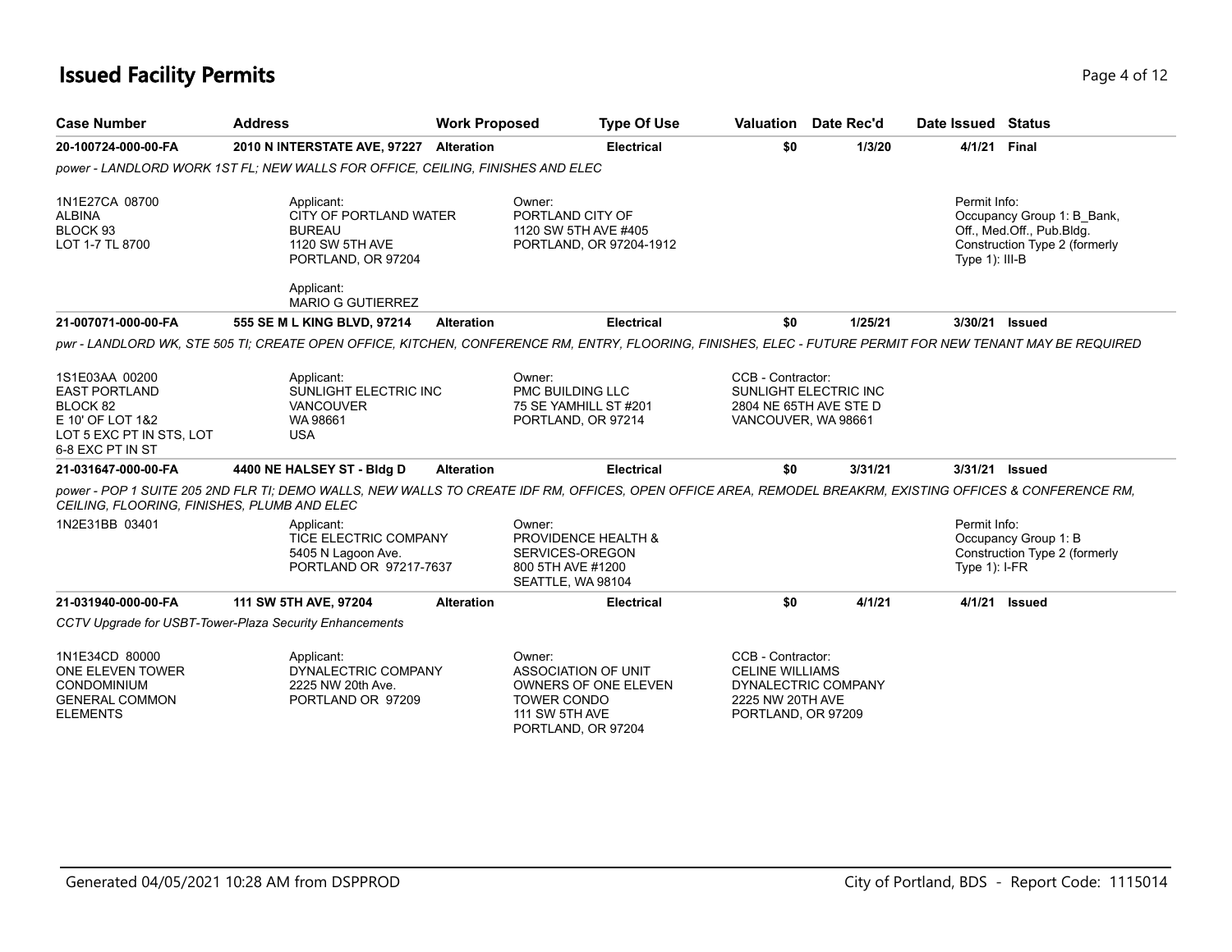# Issued Facility Permits

| Case Number | Address | Work Proposed | Type Of Use | Valuation | Date Rec'd | Date Issued | Status |
|---|---|---|---|---|---|---|---|
| **20-100724-000-00-FA** | **2010 N INTERSTATE AVE, 97227** | **Alteration** | **Electrical** | **$0** | **1/3/20** | **4/1/21** | **Final** |

*power - LANDLORD WORK 1ST FL; NEW WALLS FOR OFFICE, CEILING, FINISHES AND ELEC*

1N1E27CA 08700
ALBINA
BLOCK 93
LOT 1-7 TL 8700

Applicant:
CITY OF PORTLAND WATER BUREAU
1120 SW 5TH AVE
PORTLAND, OR 97204

Applicant:
MARIO G GUTIERREZ

Owner:
PORTLAND CITY OF
1120 SW 5TH AVE #405
PORTLAND, OR 97204-1912

Permit Info:
Occupancy Group 1: B_Bank, Off., Med.Off., Pub.Bldg.
Construction Type 2 (formerly Type 1): III-B

| Case Number | Address | Work Proposed | Type Of Use | Valuation | Date Rec'd | Date Issued | Status |
|---|---|---|---|---|---|---|---|
| **21-007071-000-00-FA** | **555 SE M L KING BLVD, 97214** | **Alteration** | **Electrical** | **$0** | **1/25/21** | **3/30/21** | **Issued** |

*pwr - LANDLORD WK, STE 505 TI; CREATE OPEN OFFICE, KITCHEN, CONFERENCE RM, ENTRY, FLOORING, FINISHES, ELEC - FUTURE PERMIT FOR NEW TENANT MAY BE REQUIRED*

1S1E03AA 00200
EAST PORTLAND
BLOCK 82
E 10' OF LOT 1&2
LOT 5 EXC PT IN STS, LOT 6-8 EXC PT IN ST

Applicant:
SUNLIGHT ELECTRIC INC
VANCOUVER
WA 98661
USA

Owner:
PMC BUILDING LLC
75 SE YAMHILL ST #201
PORTLAND, OR 97214

CCB - Contractor:
SUNLIGHT ELECTRIC INC
2804 NE 65TH AVE STE D
VANCOUVER, WA 98661

| Case Number | Address | Work Proposed | Type Of Use | Valuation | Date Rec'd | Date Issued | Status |
|---|---|---|---|---|---|---|---|
| **21-031647-000-00-FA** | **4400 NE HALSEY ST - Bldg D** | **Alteration** | **Electrical** | **$0** | **3/31/21** | **3/31/21** | **Issued** |

*power - POP 1 SUITE 205 2ND FLR TI; DEMO WALLS, NEW WALLS TO CREATE IDF RM, OFFICES, OPEN OFFICE AREA, REMODEL BREAKRM, EXISTING OFFICES & CONFERENCE RM, CEILING, FLOORING, FINISHES, PLUMB AND ELEC*

1N2E31BB 03401

Applicant:
TICE ELECTRIC COMPANY
5405 N Lagoon Ave.
PORTLAND OR 97217-7637

Owner:
PROVIDENCE HEALTH & SERVICES-OREGON
800 5TH AVE #1200
SEATTLE, WA 98104

Permit Info:
Occupancy Group 1: B
Construction Type 2 (formerly Type 1): I-FR

| Case Number | Address | Work Proposed | Type Of Use | Valuation | Date Rec'd | Date Issued | Status |
|---|---|---|---|---|---|---|---|
| **21-031940-000-00-FA** | **111 SW 5TH AVE, 97204** | **Alteration** | **Electrical** | **$0** | **4/1/21** | **4/1/21** | **Issued** |

*CCTV Upgrade for USBT-Tower-Plaza Security Enhancements*

1N1E34CD 80000
ONE ELEVEN TOWER CONDOMINIUM
GENERAL COMMON ELEMENTS

Applicant:
DYNALECTRIC COMPANY
2225 NW 20th Ave.
PORTLAND OR 97209

Owner:
ASSOCIATION OF UNIT OWNERS OF ONE ELEVEN TOWER CONDO
111 SW 5TH AVE
PORTLAND, OR 97204

CCB - Contractor:
CELINE WILLIAMS
DYNALECTRIC COMPANY
2225 NW 20TH AVE
PORTLAND, OR 97209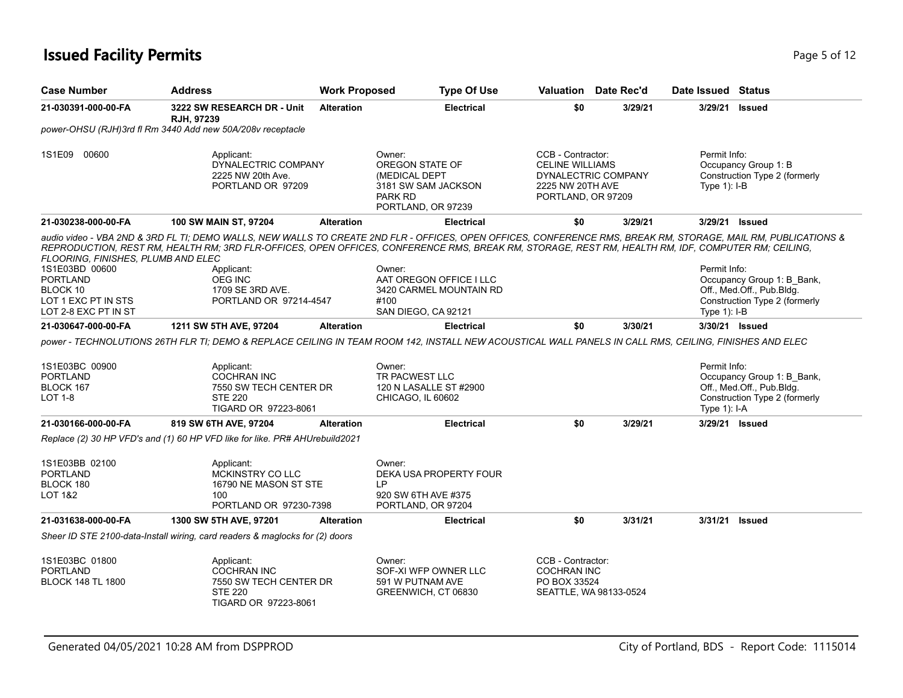# Issued Facility Permits

| Case Number | Address | Work Proposed | Type Of Use | Valuation | Date Rec'd | Date Issued | Status |
|---|---|---|---|---|---|---|---|
| **21-030391-000-00-FA** | **3222 SW RESEARCH DR - Unit RJH, 97239** | **Alteration** | **Electrical** | **$0** | **3/29/21** | **3/29/21** | **Issued** |

*power-OHSU (RJH)3rd fl Rm 3440 Add new 50A/208v receptacle*

1S1E09 00600

Applicant:
DYNALECTRIC COMPANY
2225 NW 20th Ave.
PORTLAND OR 97209

Owner:
OREGON STATE OF
(MEDICAL DEPT
3181 SW SAM JACKSON
PARK RD
PORTLAND, OR 97239

CCB - Contractor:
CELINE WILLIAMS
DYNALECTRIC COMPANY
2225 NW 20TH AVE
PORTLAND, OR 97209

Permit Info:
Occupancy Group 1: B
Construction Type 2 (formerly Type 1): I-B

| Case Number | Address | Work Proposed | Type Of Use | Valuation | Date Rec'd | Date Issued | Status |
|---|---|---|---|---|---|---|---|
| **21-030238-000-00-FA** | **100 SW MAIN ST, 97204** | **Alteration** | **Electrical** | **$0** | **3/29/21** | **3/29/21** | **Issued** |

*audio video - VBA 2ND & 3RD FL TI; DEMO WALLS, NEW WALLS TO CREATE 2ND FLR - OFFICES, OPEN OFFICES, CONFERENCE RMS, BREAK RM, STORAGE, MAIL RM, PUBLICATIONS & REPRODUCTION, REST RM, HEALTH RM; 3RD FLR-OFFICES, OPEN OFFICES, CONFERENCE RMS, BREAK RM, STORAGE, REST RM, HEALTH RM, IDF, COMPUTER RM; CEILING, FLOORING, FINISHES, PLUMB AND ELEC*

1S1E03BD 00600
PORTLAND
BLOCK 10
LOT 1 EXC PT IN STS
LOT 2-8 EXC PT IN ST

Applicant:
OEG INC
1709 SE 3RD AVE.
PORTLAND OR 97214-4547

Owner:
AAT OREGON OFFICE I LLC
3420 CARMEL MOUNTAIN RD
#100
SAN DIEGO, CA 92121

Permit Info:
Occupancy Group 1: B_Bank, Off., Med.Off., Pub.Bldg.
Construction Type 2 (formerly Type 1): I-B

| Case Number | Address | Work Proposed | Type Of Use | Valuation | Date Rec'd | Date Issued | Status |
|---|---|---|---|---|---|---|---|
| **21-030647-000-00-FA** | **1211 SW 5TH AVE, 97204** | **Alteration** | **Electrical** | **$0** | **3/30/21** | **3/30/21** | **Issued** |

*power - TECHNOLUTIONS 26TH FLR TI; DEMO & REPLACE CEILING IN TEAM ROOM 142, INSTALL NEW ACOUSTICAL WALL PANELS IN CALL RMS, CEILING, FINISHES AND ELEC*

1S1E03BC 00900
PORTLAND
BLOCK 167
LOT 1-8

Applicant:
COCHRAN INC
7550 SW TECH CENTER DR
STE 220
TIGARD OR 97223-8061

Owner:
TR PACWEST LLC
120 N LASALLE ST #2900
CHICAGO, IL 60602

Permit Info:
Occupancy Group 1: B_Bank, Off., Med.Off., Pub.Bldg.
Construction Type 2 (formerly Type 1): I-A

| Case Number | Address | Work Proposed | Type Of Use | Valuation | Date Rec'd | Date Issued | Status |
|---|---|---|---|---|---|---|---|
| **21-030166-000-00-FA** | **819 SW 6TH AVE, 97204** | **Alteration** | **Electrical** | **$0** | **3/29/21** | **3/29/21** | **Issued** |

*Replace (2) 30 HP VFD's and (1) 60 HP VFD like for like. PR# AHUrebuild2021*

1S1E03BB 02100
PORTLAND
BLOCK 180
LOT 1&2

Applicant:
MCKINSTRY CO LLC
16790 NE MASON ST STE
100
PORTLAND OR 97230-7398

Owner:
DEKA USA PROPERTY FOUR
LP
920 SW 6TH AVE #375
PORTLAND, OR 97204

| Case Number | Address | Work Proposed | Type Of Use | Valuation | Date Rec'd | Date Issued | Status |
|---|---|---|---|---|---|---|---|
| **21-031638-000-00-FA** | **1300 SW 5TH AVE, 97201** | **Alteration** | **Electrical** | **$0** | **3/31/21** | **3/31/21** | **Issued** |

*Sheer ID STE 2100-data-Install wiring, card readers & maglocks for (2) doors*

1S1E03BC 01800
PORTLAND
BLOCK 148 TL 1800

Applicant:
COCHRAN INC
7550 SW TECH CENTER DR
STE 220
TIGARD OR 97223-8061

Owner:
SOF-XI WFP OWNER LLC
591 W PUTNAM AVE
GREENWICH, CT 06830

CCB - Contractor:
COCHRAN INC
PO BOX 33524
SEATTLE, WA 98133-0524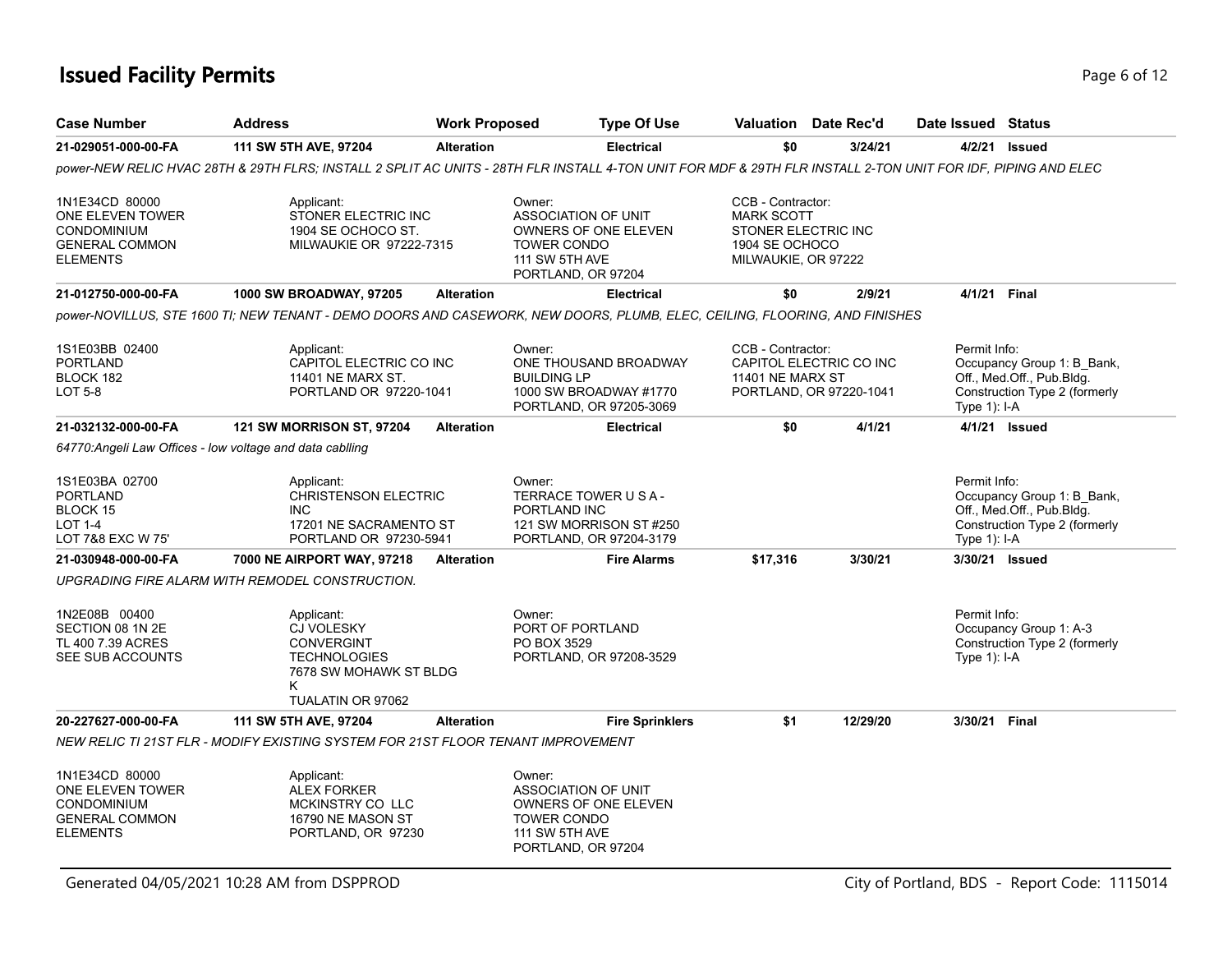# Issued Facility Permits

| Case Number | Address | Work Proposed | Type Of Use | Valuation | Date Rec'd | Date Issued | Status |
|---|---|---|---|---|---|---|---|
| **21-029051-000-00-FA** | **111 SW 5TH AVE, 97204** | **Alteration** | **Electrical** | **$0** | **3/24/21** | **4/2/21** | **Issued** |

*power-NEW RELIC HVAC 28TH & 29TH FLRS; INSTALL 2 SPLIT AC UNITS - 28TH FLR INSTALL 4-TON UNIT FOR MDF & 29TH FLR INSTALL 2-TON UNIT FOR IDF, PIPING AND ELEC*

1N1E34CD 80000
ONE ELEVEN TOWER
CONDOMINIUM
GENERAL COMMON
ELEMENTS

Applicant:
STONER ELECTRIC INC
1904 SE OCHOCO ST.
MILWAUKIE OR 97222-7315

Owner:
ASSOCIATION OF UNIT
OWNERS OF ONE ELEVEN
TOWER CONDO
111 SW 5TH AVE
PORTLAND, OR 97204

CCB - Contractor:
MARK SCOTT
STONER ELECTRIC INC
1904 SE OCHOCO
MILWAUKIE, OR 97222

| Case Number | Address | Work Proposed | Type Of Use | Valuation | Date Rec'd | Date Issued | Status |
|---|---|---|---|---|---|---|---|
| **21-012750-000-00-FA** | **1000 SW BROADWAY, 97205** | **Alteration** | **Electrical** | **$0** | **2/9/21** | **4/1/21** | **Final** |

*power-NOVILLUS, STE 1600 TI; NEW TENANT - DEMO DOORS AND CASEWORK, NEW DOORS, PLUMB, ELEC, CEILING, FLOORING, AND FINISHES*

1S1E03BB 02400
PORTLAND
BLOCK 182
LOT 5-8

Applicant:
CAPITOL ELECTRIC CO INC
11401 NE MARX ST.
PORTLAND OR 97220-1041

Owner:
ONE THOUSAND BROADWAY
BUILDING LP
1000 SW BROADWAY #1770
PORTLAND, OR 97205-3069

CCB - Contractor:
CAPITOL ELECTRIC CO INC
11401 NE MARX ST
PORTLAND, OR 97220-1041

Permit Info:
Occupancy Group 1: B_Bank, Off., Med.Off., Pub.Bldg.
Construction Type 2 (formerly Type 1): I-A

| Case Number | Address | Work Proposed | Type Of Use | Valuation | Date Rec'd | Date Issued | Status |
|---|---|---|---|---|---|---|---|
| **21-032132-000-00-FA** | **121 SW MORRISON ST, 97204** | **Alteration** | **Electrical** | **$0** | **4/1/21** | **4/1/21** | **Issued** |

*64770:Angeli Law Offices - low voltage and data cablling*

1S1E03BA 02700
PORTLAND
BLOCK 15
LOT 1-4
LOT 7&8 EXC W 75'

Applicant:
CHRISTENSON ELECTRIC
INC
17201 NE SACRAMENTO ST
PORTLAND OR 97230-5941

Owner:
TERRACE TOWER U S A -
PORTLAND INC
121 SW MORRISON ST #250
PORTLAND, OR 97204-3179

Permit Info:
Occupancy Group 1: B_Bank, Off., Med.Off., Pub.Bldg.
Construction Type 2 (formerly Type 1): I-A

| Case Number | Address | Work Proposed | Type Of Use | Valuation | Date Rec'd | Date Issued | Status |
|---|---|---|---|---|---|---|---|
| **21-030948-000-00-FA** | **7000 NE AIRPORT WAY, 97218** | **Alteration** | **Fire Alarms** | **$17,316** | **3/30/21** | **3/30/21** | **Issued** |

*UPGRADING FIRE ALARM WITH REMODEL CONSTRUCTION.*

1N2E08B 00400
SECTION 08 1N 2E
TL 400 7.39 ACRES
SEE SUB ACCOUNTS

Applicant:
CJ VOLESKY
CONVERGINT
TECHNOLOGIES
7678 SW MOHAWK ST BLDG
K
TUALATIN OR 97062

Owner:
PORT OF PORTLAND
PO BOX 3529
PORTLAND, OR 97208-3529

Permit Info:
Occupancy Group 1: A-3
Construction Type 2 (formerly Type 1): I-A

| Case Number | Address | Work Proposed | Type Of Use | Valuation | Date Rec'd | Date Issued | Status |
|---|---|---|---|---|---|---|---|
| **20-227627-000-00-FA** | **111 SW 5TH AVE, 97204** | **Alteration** | **Fire Sprinklers** | **$1** | **12/29/20** | **3/30/21** | **Final** |

*NEW RELIC TI 21ST FLR - MODIFY EXISTING SYSTEM FOR 21ST FLOOR TENANT IMPROVEMENT*

1N1E34CD 80000
ONE ELEVEN TOWER
CONDOMINIUM
GENERAL COMMON
ELEMENTS

Applicant:
ALEX FORKER
MCKINSTRY CO LLC
16790 NE MASON ST
PORTLAND, OR 97230

Owner:
ASSOCIATION OF UNIT
OWNERS OF ONE ELEVEN
TOWER CONDO
111 SW 5TH AVE
PORTLAND, OR 97204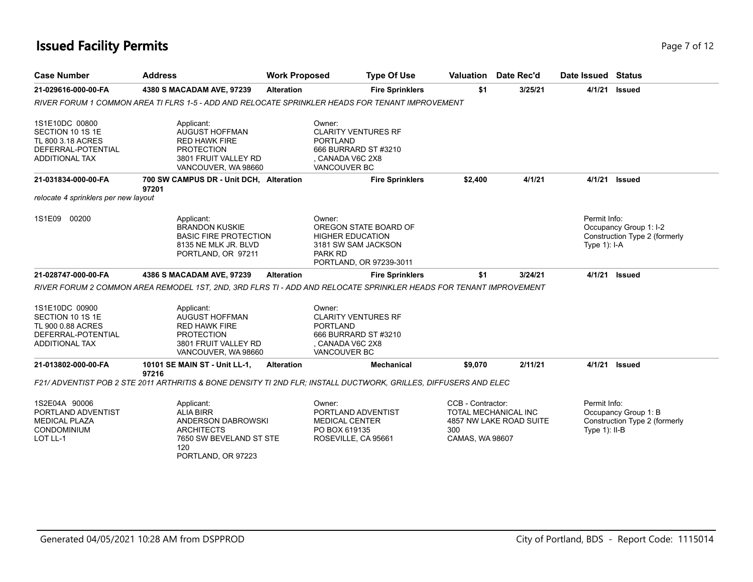# Issued Facility Permits

| Case Number | Address | Work Proposed | Type Of Use | Valuation | Date Rec'd | Date Issued | Status |
|---|---|---|---|---|---|---|---|
| **21-029616-000-00-FA** | **4380 S MACADAM AVE, 97239** | **Alteration** | **Fire Sprinklers** | **$1** | **3/25/21** | **4/1/21** | **Issued** |

*RIVER FORUM 1 COMMON AREA TI FLRS 1-5 - ADD AND RELOCATE SPRINKLER HEADS FOR TENANT IMPROVEMENT*

1S1E10DC 00800
SECTION 10 1S 1E
TL 800 3.18 ACRES
DEFERRAL-POTENTIAL
ADDITIONAL TAX

Applicant:
AUGUST HOFFMAN
RED HAWK FIRE
PROTECTION
3801 FRUIT VALLEY RD
VANCOUVER, WA 98660

Owner:
CLARITY VENTURES RF
PORTLAND
666 BURRARD ST #3210
, CANADA V6C 2X8
VANCOUVER BC

| Case Number | Address | Work Proposed | Type Of Use | Valuation | Date Rec'd | Date Issued | Status |
|---|---|---|---|---|---|---|---|
| **21-031834-000-00-FA** | **700 SW CAMPUS DR - Unit DCH, 97201** | **Alteration** | **Fire Sprinklers** | **$2,400** | **4/1/21** | **4/1/21** | **Issued** |

*relocate 4 sprinklers per new layout*

1S1E09 00200

Applicant:
BRANDON KUSKIE
BASIC FIRE PROTECTION
8135 NE MLK JR. BLVD
PORTLAND, OR 97211

Owner:
OREGON STATE BOARD OF
HIGHER EDUCATION
3181 SW SAM JACKSON
PARK RD
PORTLAND, OR 97239-3011

Permit Info:
Occupancy Group 1: I-2
Construction Type 2 (formerly Type 1): I-A

| Case Number | Address | Work Proposed | Type Of Use | Valuation | Date Rec'd | Date Issued | Status |
|---|---|---|---|---|---|---|---|
| **21-028747-000-00-FA** | **4386 S MACADAM AVE, 97239** | **Alteration** | **Fire Sprinklers** | **$1** | **3/24/21** | **4/1/21** | **Issued** |

*RIVER FORUM 2 COMMON AREA REMODEL 1ST, 2ND, 3RD FLRS TI - ADD AND RELOCATE SPRINKLER HEADS FOR TENANT IMPROVEMENT*

1S1E10DC 00900
SECTION 10 1S 1E
TL 900 0.88 ACRES
DEFERRAL-POTENTIAL
ADDITIONAL TAX

Applicant:
AUGUST HOFFMAN
RED HAWK FIRE
PROTECTION
3801 FRUIT VALLEY RD
VANCOUVER, WA 98660

Owner:
CLARITY VENTURES RF
PORTLAND
666 BURRARD ST #3210
, CANADA V6C 2X8
VANCOUVER BC

| Case Number | Address | Work Proposed | Type Of Use | Valuation | Date Rec'd | Date Issued | Status |
|---|---|---|---|---|---|---|---|
| **21-013802-000-00-FA** | **10101 SE MAIN ST - Unit LL-1, 97216** | **Alteration** | **Mechanical** | **$9,070** | **2/11/21** | **4/1/21** | **Issued** |

*F21/ ADVENTIST POB 2 STE 2011 ARTHRITIS & BONE DENSITY TI 2ND FLR; INSTALL DUCTWORK, GRILLES, DIFFUSERS AND ELEC*

1S2E04A 90006
PORTLAND ADVENTIST
MEDICAL PLAZA
CONDOMINIUM
LOT LL-1

Applicant:
ALIA BIRR
ANDERSON DABROWSKI
ARCHITECTS
7650 SW BEVELAND ST STE
120
PORTLAND, OR 97223

Owner:
PORTLAND ADVENTIST
MEDICAL CENTER
PO BOX 619135
ROSEVILLE, CA 95661

CCB - Contractor:
TOTAL MECHANICAL INC
4857 NW LAKE ROAD SUITE
300
CAMAS, WA 98607

Permit Info:
Occupancy Group 1: B
Construction Type 2 (formerly Type 1): II-B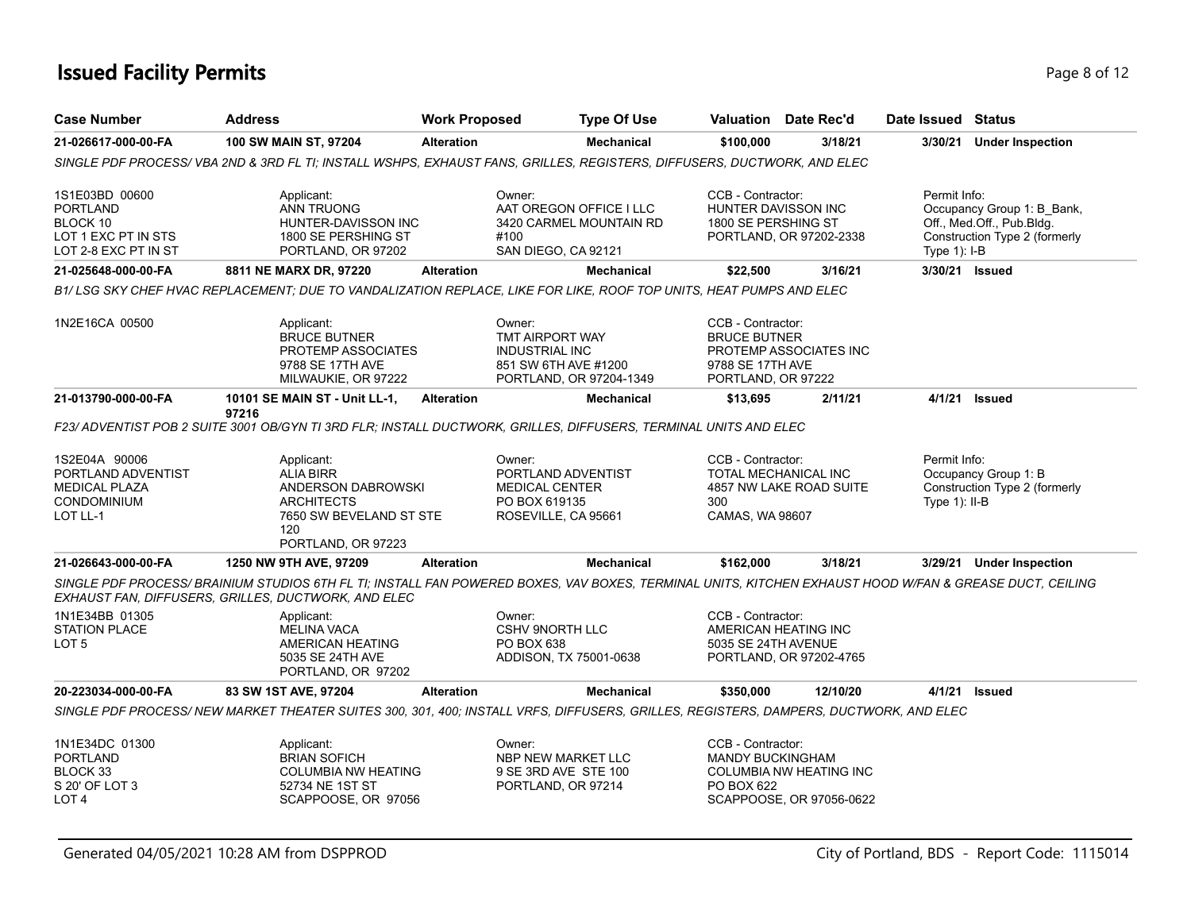# Issued Facility Permits

| Case Number | Address | Work Proposed | Type Of Use | Valuation | Date Rec'd | Date Issued | Status |
|---|---|---|---|---|---|---|---|
| 21-026617-000-00-FA | 100 SW MAIN ST, 97204 | Alteration | Mechanical | $100,000 | 3/18/21 | 3/30/21 | Under Inspection |

*SINGLE PDF PROCESS/ VBA 2ND & 3RD FL TI; INSTALL WSHPS, EXHAUST FANS, GRILLES, REGISTERS, DIFFUSERS, DUCTWORK, AND ELEC*

1S1E03BD 00600
PORTLAND
BLOCK 10
LOT 1 EXC PT IN STS
LOT 2-8 EXC PT IN ST

Applicant:
ANN TRUONG
HUNTER-DAVISSON INC
1800 SE PERSHING ST
PORTLAND, OR 97202

Owner:
AAT OREGON OFFICE I LLC
3420 CARMEL MOUNTAIN RD
#100
SAN DIEGO, CA 92121

CCB - Contractor:
HUNTER DAVISSON INC
1800 SE PERSHING ST
PORTLAND, OR 97202-2338

Permit Info:
Occupancy Group 1: B_Bank, Off., Med.Off., Pub.Bldg.
Construction Type 2 (formerly Type 1): I-B

---

| Case Number | Address | Work Proposed | Type Of Use | Valuation | Date Rec'd | Date Issued | Status |
|---|---|---|---|---|---|---|---|
| 21-025648-000-00-FA | 8811 NE MARX DR, 97220 | Alteration | Mechanical | $22,500 | 3/16/21 | 3/30/21 | Issued |

*B1/ LSG SKY CHEF HVAC REPLACEMENT; DUE TO VANDALIZATION REPLACE, LIKE FOR LIKE, ROOF TOP UNITS, HEAT PUMPS AND ELEC*

1N2E16CA 00500

Applicant:
BRUCE BUTNER
PROTEMP ASSOCIATES
9788 SE 17TH AVE
MILWAUKIE, OR 97222

Owner:
TMT AIRPORT WAY
INDUSTRIAL INC
851 SW 6TH AVE #1200
PORTLAND, OR 97204-1349

CCB - Contractor:
BRUCE BUTNER
PROTEMP ASSOCIATES INC
9788 SE 17TH AVE
PORTLAND, OR 97222

---

| Case Number | Address | Work Proposed | Type Of Use | Valuation | Date Rec'd | Date Issued | Status |
|---|---|---|---|---|---|---|---|
| 21-013790-000-00-FA | 10101 SE MAIN ST - Unit LL-1, 97216 | Alteration | Mechanical | $13,695 | 2/11/21 | 4/1/21 | Issued |

*F23/ ADVENTIST POB 2 SUITE 3001 OB/GYN TI 3RD FLR; INSTALL DUCTWORK, GRILLES, DIFFUSERS, TERMINAL UNITS AND ELEC*

1S2E04A 90006
PORTLAND ADVENTIST
MEDICAL PLAZA
CONDOMINIUM
LOT LL-1

Applicant:
ALIA BIRR
ANDERSON DABROWSKI
ARCHITECTS
7650 SW BEVELAND ST STE 120
PORTLAND, OR 97223

Owner:
PORTLAND ADVENTIST
MEDICAL CENTER
PO BOX 619135
ROSEVILLE, CA 95661

CCB - Contractor:
TOTAL MECHANICAL INC
4857 NW LAKE ROAD SUITE 300
CAMAS, WA 98607

Permit Info:
Occupancy Group 1: B
Construction Type 2 (formerly Type 1): II-B

---

| Case Number | Address | Work Proposed | Type Of Use | Valuation | Date Rec'd | Date Issued | Status |
|---|---|---|---|---|---|---|---|
| 21-026643-000-00-FA | 1250 NW 9TH AVE, 97209 | Alteration | Mechanical | $162,000 | 3/18/21 | 3/29/21 | Under Inspection |

*SINGLE PDF PROCESS/ BRAINIUM STUDIOS 6TH FL TI; INSTALL FAN POWERED BOXES, VAV BOXES, TERMINAL UNITS, KITCHEN EXHAUST HOOD W/FAN & GREASE DUCT, CEILING EXHAUST FAN, DIFFUSERS, GRILLES, DUCTWORK, AND ELEC*

1N1E34BB 01305
STATION PLACE
LOT 5

Applicant:
MELINA VACA
AMERICAN HEATING
5035 SE 24TH AVE
PORTLAND, OR 97202

Owner:
CSHV 9NORTH LLC
PO BOX 638
ADDISON, TX 75001-0638

CCB - Contractor:
AMERICAN HEATING INC
5035 SE 24TH AVENUE
PORTLAND, OR 97202-4765

---

| Case Number | Address | Work Proposed | Type Of Use | Valuation | Date Rec'd | Date Issued | Status |
|---|---|---|---|---|---|---|---|
| 20-223034-000-00-FA | 83 SW 1ST AVE, 97204 | Alteration | Mechanical | $350,000 | 12/10/20 | 4/1/21 | Issued |

*SINGLE PDF PROCESS/ NEW MARKET THEATER SUITES 300, 301, 400; INSTALL VRFS, DIFFUSERS, GRILLES, REGISTERS, DAMPERS, DUCTWORK, AND ELEC*

1N1E34DC 01300
PORTLAND
BLOCK 33
S 20' OF LOT 3
LOT 4

Applicant:
BRIAN SOFICH
COLUMBIA NW HEATING
52734 NE 1ST ST
SCAPPOOSE, OR 97056

Owner:
NBP NEW MARKET LLC
9 SE 3RD AVE STE 100
PORTLAND, OR 97214

CCB - Contractor:
MANDY BUCKINGHAM
COLUMBIA NW HEATING INC
PO BOX 622
SCAPPOOSE, OR 97056-0622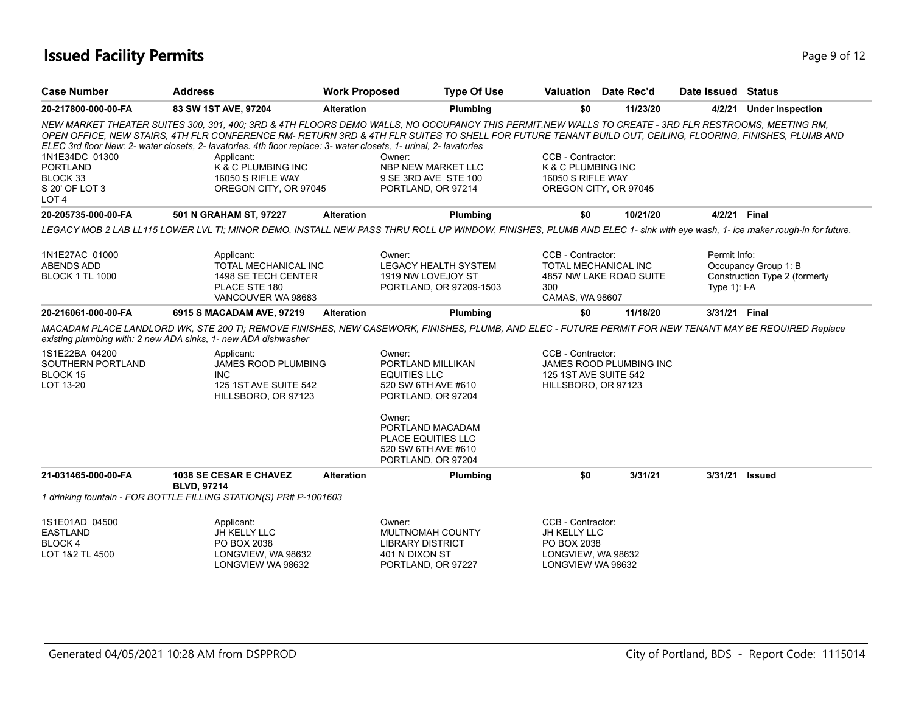# Issued Facility Permits

| Case Number | Address | Work Proposed | Type Of Use | Valuation | Date Rec'd | Date Issued | Status |
|---|---|---|---|---|---|---|---|
| 20-217800-000-00-FA | 83 SW 1ST AVE, 97204 | Alteration | Plumbing | $0 | 11/23/20 | 4/2/21 | Under Inspection |

*NEW MARKET THEATER SUITES 300, 301, 400; 3RD & 4TH FLOORS DEMO WALLS, NO OCCUPANCY THIS PERMIT.NEW WALLS TO CREATE - 3RD FLR RESTROOMS, MEETING RM, OPEN OFFICE, NEW STAIRS, 4TH FLR CONFERENCE RM- RETURN 3RD & 4TH FLR SUITES TO SHELL FOR FUTURE TENANT BUILD OUT, CEILING, FLOORING, FINISHES, PLUMB AND ELEC 3rd floor New: 2- water closets, 2- lavatories. 4th floor replace: 3- water closets, 1- urinal, 2- lavatories*

1N1E34DC 01300
PORTLAND
BLOCK 33
S 20' OF LOT 3
LOT 4

Applicant:
K & C PLUMBING INC
16050 S RIFLE WAY
OREGON CITY, OR 97045

Owner:
NBP NEW MARKET LLC
9 SE 3RD AVE STE 100
PORTLAND, OR 97214

CCB - Contractor:
K & C PLUMBING INC
16050 S RIFLE WAY
OREGON CITY, OR 97045

| Case Number | Address | Work Proposed | Type Of Use | Valuation | Date Rec'd | Date Issued | Status |
|---|---|---|---|---|---|---|---|
| 20-205735-000-00-FA | 501 N GRAHAM ST, 97227 | Alteration | Plumbing | $0 | 10/21/20 | 4/2/21 | Final |

*LEGACY MOB 2 LAB LL115 LOWER LVL TI; MINOR DEMO, INSTALL NEW PASS THRU ROLL UP WINDOW, FINISHES, PLUMB AND ELEC 1- sink with eye wash, 1- ice maker rough-in for future.*

1N1E27AC 01000
ABENDS ADD
BLOCK 1 TL 1000

Applicant:
TOTAL MECHANICAL INC
1498 SE TECH CENTER PLACE STE 180
VANCOUVER WA 98683

Owner:
LEGACY HEALTH SYSTEM
1919 NW LOVEJOY ST
PORTLAND, OR 97209-1503

CCB - Contractor:
TOTAL MECHANICAL INC
4857 NW LAKE ROAD SUITE 300
CAMAS, WA 98607

Permit Info:
Occupancy Group 1: B
Construction Type 2 (formerly Type 1): I-A

| Case Number | Address | Work Proposed | Type Of Use | Valuation | Date Rec'd | Date Issued | Status |
|---|---|---|---|---|---|---|---|
| 20-216061-000-00-FA | 6915 S MACADAM AVE, 97219 | Alteration | Plumbing | $0 | 11/18/20 | 3/31/21 | Final |

*MACADAM PLACE LANDLORD WK, STE 200 TI; REMOVE FINISHES, NEW CASEWORK, FINISHES, PLUMB, AND ELEC - FUTURE PERMIT FOR NEW TENANT MAY BE REQUIRED Replace existing plumbing with: 2 new ADA sinks, 1- new ADA dishwasher*

1S1E22BA 04200
SOUTHERN PORTLAND
BLOCK 15
LOT 13-20

Applicant:
JAMES ROOD PLUMBING INC
125 1ST AVE SUITE 542
HILLSBORO, OR 97123

Owner:
PORTLAND MILLIKAN EQUITIES LLC
520 SW 6TH AVE #610
PORTLAND, OR 97204

Owner:
PORTLAND MACADAM PLACE EQUITIES LLC
520 SW 6TH AVE #610
PORTLAND, OR 97204

CCB - Contractor:
JAMES ROOD PLUMBING INC
125 1ST AVE SUITE 542
HILLSBORO, OR 97123

| Case Number | Address | Work Proposed | Type Of Use | Valuation | Date Rec'd | Date Issued | Status |
|---|---|---|---|---|---|---|---|
| 21-031465-000-00-FA | 1038 SE CESAR E CHAVEZ BLVD, 97214 | Alteration | Plumbing | $0 | 3/31/21 | 3/31/21 | Issued |

*1 drinking fountain - FOR BOTTLE FILLING STATION(S) PR# P-1001603*

1S1E01AD 04500
EASTLAND
BLOCK 4
LOT 1&2 TL 4500

Applicant:
JH KELLY LLC
PO BOX 2038
LONGVIEW, WA 98632
LONGVIEW WA 98632

Owner:
MULTNOMAH COUNTY LIBRARY DISTRICT
401 N DIXON ST
PORTLAND, OR 97227

CCB - Contractor:
JH KELLY LLC
PO BOX 2038
LONGVIEW, WA 98632
LONGVIEW WA 98632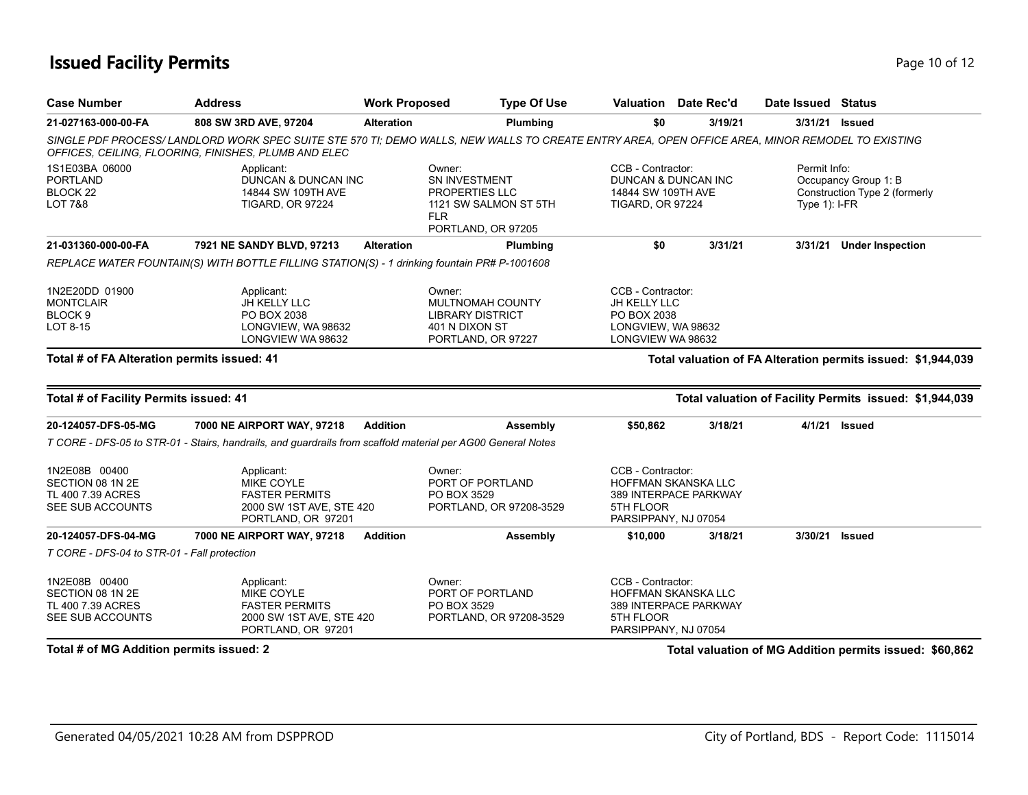# Issued Facility Permits

| Case Number | Address | Work Proposed | Type Of Use | Valuation | Date Rec'd | Date Issued | Status |
|---|---|---|---|---|---|---|---|
| **21-027163-000-00-FA** | **808 SW 3RD AVE, 97204** | **Alteration** | **Plumbing** | **$0** | **3/19/21** | **3/31/21** | **Issued** |

*SINGLE PDF PROCESS/ LANDLORD WORK SPEC SUITE STE 570 TI; DEMO WALLS, NEW WALLS TO CREATE ENTRY AREA, OPEN OFFICE AREA, MINOR REMODEL TO EXISTING OFFICES, CEILING, FLOORING, FINISHES, PLUMB AND ELEC*

1S1E03BA 06000
PORTLAND
BLOCK 22
LOT 7&8

Applicant:
DUNCAN & DUNCAN INC
14844 SW 109TH AVE
TIGARD, OR 97224

Owner:
SN INVESTMENT PROPERTIES LLC
1121 SW SALMON ST 5TH FLR
PORTLAND, OR 97205

CCB - Contractor:
DUNCAN & DUNCAN INC
14844 SW 109TH AVE
TIGARD, OR 97224

Permit Info:
Occupancy Group 1: B
Construction Type 2 (formerly Type 1): I-FR

| Case Number | Address | Work Proposed | Type Of Use | Valuation | Date Rec'd | Date Issued | Status |
|---|---|---|---|---|---|---|---|
| **21-031360-000-00-FA** | **7921 NE SANDY BLVD, 97213** | **Alteration** | **Plumbing** | **$0** | **3/31/21** | **3/31/21** | **Under Inspection** |

*REPLACE WATER FOUNTAIN(S) WITH BOTTLE FILLING STATION(S) - 1 drinking fountain PR# P-1001608*

1N2E20DD 01900
MONTCLAIR
BLOCK 9
LOT 8-15

Applicant:
JH KELLY LLC
PO BOX 2038
LONGVIEW, WA 98632
LONGVIEW WA 98632

Owner:
MULTNOMAH COUNTY LIBRARY DISTRICT
401 N DIXON ST
PORTLAND, OR 97227

CCB - Contractor:
JH KELLY LLC
PO BOX 2038
LONGVIEW, WA 98632
LONGVIEW WA 98632

**Total # of FA Alteration permits issued: 41** — **Total valuation of FA Alteration permits issued: $1,944,039**

**Total # of Facility Permits issued: 41** — **Total valuation of Facility Permits issued: $1,944,039**

| Case Number | Address | Work Proposed | Type Of Use | Valuation | Date Rec'd | Date Issued | Status |
|---|---|---|---|---|---|---|---|
| **20-124057-DFS-05-MG** | **7000 NE AIRPORT WAY, 97218** | **Addition** | **Assembly** | **$50,862** | **3/18/21** | **4/1/21** | **Issued** |

*T CORE - DFS-05 to STR-01 - Stairs, handrails, and guardrails from scaffold material per AG00 General Notes*

1N2E08B 00400
SECTION 08 1N 2E
TL 400 7.39 ACRES
SEE SUB ACCOUNTS

Applicant:
MIKE COYLE
FASTER PERMITS
2000 SW 1ST AVE, STE 420
PORTLAND, OR 97201

Owner:
PORT OF PORTLAND
PO BOX 3529
PORTLAND, OR 97208-3529

CCB - Contractor:
HOFFMAN SKANSKA LLC
389 INTERPACE PARKWAY
5TH FLOOR
PARSIPPANY, NJ 07054

| Case Number | Address | Work Proposed | Type Of Use | Valuation | Date Rec'd | Date Issued | Status |
|---|---|---|---|---|---|---|---|
| **20-124057-DFS-04-MG** | **7000 NE AIRPORT WAY, 97218** | **Addition** | **Assembly** | **$10,000** | **3/18/21** | **3/30/21** | **Issued** |

*T CORE - DFS-04 to STR-01 - Fall protection*

1N2E08B 00400
SECTION 08 1N 2E
TL 400 7.39 ACRES
SEE SUB ACCOUNTS

Applicant:
MIKE COYLE
FASTER PERMITS
2000 SW 1ST AVE, STE 420
PORTLAND, OR 97201

Owner:
PORT OF PORTLAND
PO BOX 3529
PORTLAND, OR 97208-3529

CCB - Contractor:
HOFFMAN SKANSKA LLC
389 INTERPACE PARKWAY
5TH FLOOR
PARSIPPANY, NJ 07054

**Total # of MG Addition permits issued: 2** — **Total valuation of MG Addition permits issued: $60,862**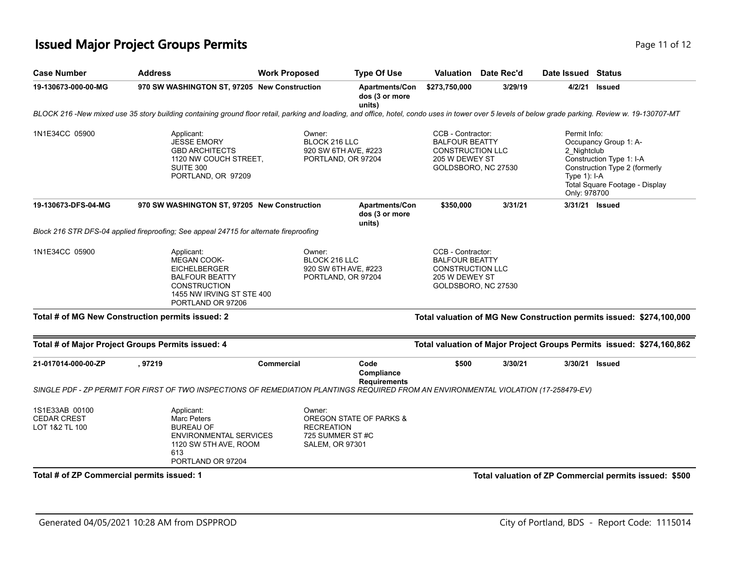## Issued Major Project Groups Permits

| Case Number | Address | Work Proposed | Type Of Use | Valuation | Date Rec'd | Date Issued | Status |
|---|---|---|---|---|---|---|---|
| **19-130673-000-00-MG** | **970 SW WASHINGTON ST, 97205** | **New Construction** | **Apartments/Condos (3 or more units)** | **$273,750,000** | **3/29/19** | **4/2/21** | **Issued** |

*BLOCK 216 -New mixed use 35 story building containing ground floor retail, parking and loading, and office, hotel, condo uses in tower over 5 levels of below grade parking. Review w. 19-130707-MT*

1N1E34CC 05900

Applicant:
JESSE EMORY
GBD ARCHITECTS
1120 NW COUCH STREET, SUITE 300
PORTLAND, OR 97209

Owner:
BLOCK 216 LLC
920 SW 6TH AVE, #223
PORTLAND, OR 97204

CCB - Contractor:
BALFOUR BEATTY CONSTRUCTION LLC
205 W DEWEY ST
GOLDSBORO, NC 27530

Permit Info:
Occupancy Group 1: A-2_Nightclub
Construction Type 1: I-A
Construction Type 2 (formerly Type 1): I-A
Total Square Footage - Display Only: 978700

| Case Number | Address | Work Proposed | Type Of Use | Valuation | Date Rec'd | Date Issued | Status |
|---|---|---|---|---|---|---|---|
| **19-130673-DFS-04-MG** | **970 SW WASHINGTON ST, 97205** | **New Construction** | **Apartments/Condos (3 or more units)** | **$350,000** | **3/31/21** | **3/31/21** | **Issued** |

*Block 216 STR DFS-04 applied fireproofing; See appeal 24715 for alternate fireproofing*

1N1E34CC 05900

Applicant:
MEGAN COOK-EICHELBERGER
BALFOUR BEATTY CONSTRUCTION
1455 NW IRVING ST STE 400
PORTLAND OR 97206

Owner:
BLOCK 216 LLC
920 SW 6TH AVE, #223
PORTLAND, OR 97204

CCB - Contractor:
BALFOUR BEATTY CONSTRUCTION LLC
205 W DEWEY ST
GOLDSBORO, NC 27530

**Total # of MG New Construction permits issued: 2**

**Total valuation of MG New Construction permits issued: $274,100,000**

**Total # of Major Project Groups Permits issued: 4**

**Total valuation of Major Project Groups Permits issued: $274,160,862**

| Case Number | Address | Work Proposed | Type Of Use | Valuation | Date Rec'd | Date Issued | Status |
|---|---|---|---|---|---|---|---|
| **21-017014-000-00-ZP** | **, 97219** | **Commercial** | **Code Compliance Requirements** | **$500** | **3/30/21** | **3/30/21** | **Issued** |

*SINGLE PDF - ZP PERMIT FOR FIRST OF TWO INSPECTIONS OF REMEDIATION PLANTINGS REQUIRED FROM AN ENVIRONMENTAL VIOLATION (17-258479-EV)*

1S1E33AB 00100
CEDAR CREST
LOT 1&2 TL 100

Applicant:
Marc Peters
BUREAU OF ENVIRONMENTAL SERVICES
1120 SW 5TH AVE, ROOM 613
PORTLAND OR 97204

Owner:
OREGON STATE OF PARKS & RECREATION
725 SUMMER ST #C
SALEM, OR 97301

**Total # of ZP Commercial permits issued: 1**

**Total valuation of ZP Commercial permits issued: $500**

Generated 04/05/2021 10:28 AM from DSPPROD

City of Portland, BDS - Report Code: 1115014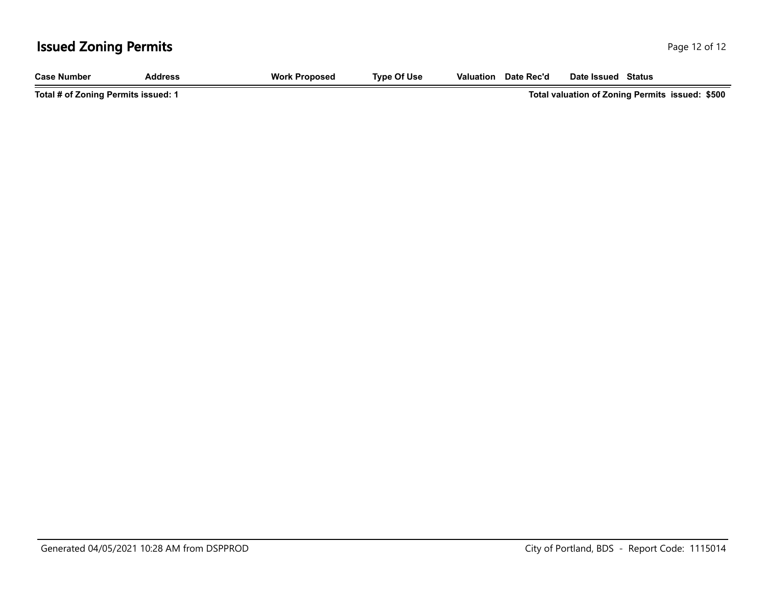# Issued Zoning Permits

| Case Number | Address | Work Proposed | Type Of Use | Valuation | Date Rec'd | Date Issued | Status |
|---|---|---|---|---|---|---|---|

**Total # of Zoning Permits issued: 1**

**Total valuation of Zoning Permits issued: $500**

Generated 04/05/2021 10:28 AM from DSPPROD

City of Portland, BDS - Report Code: 1115014